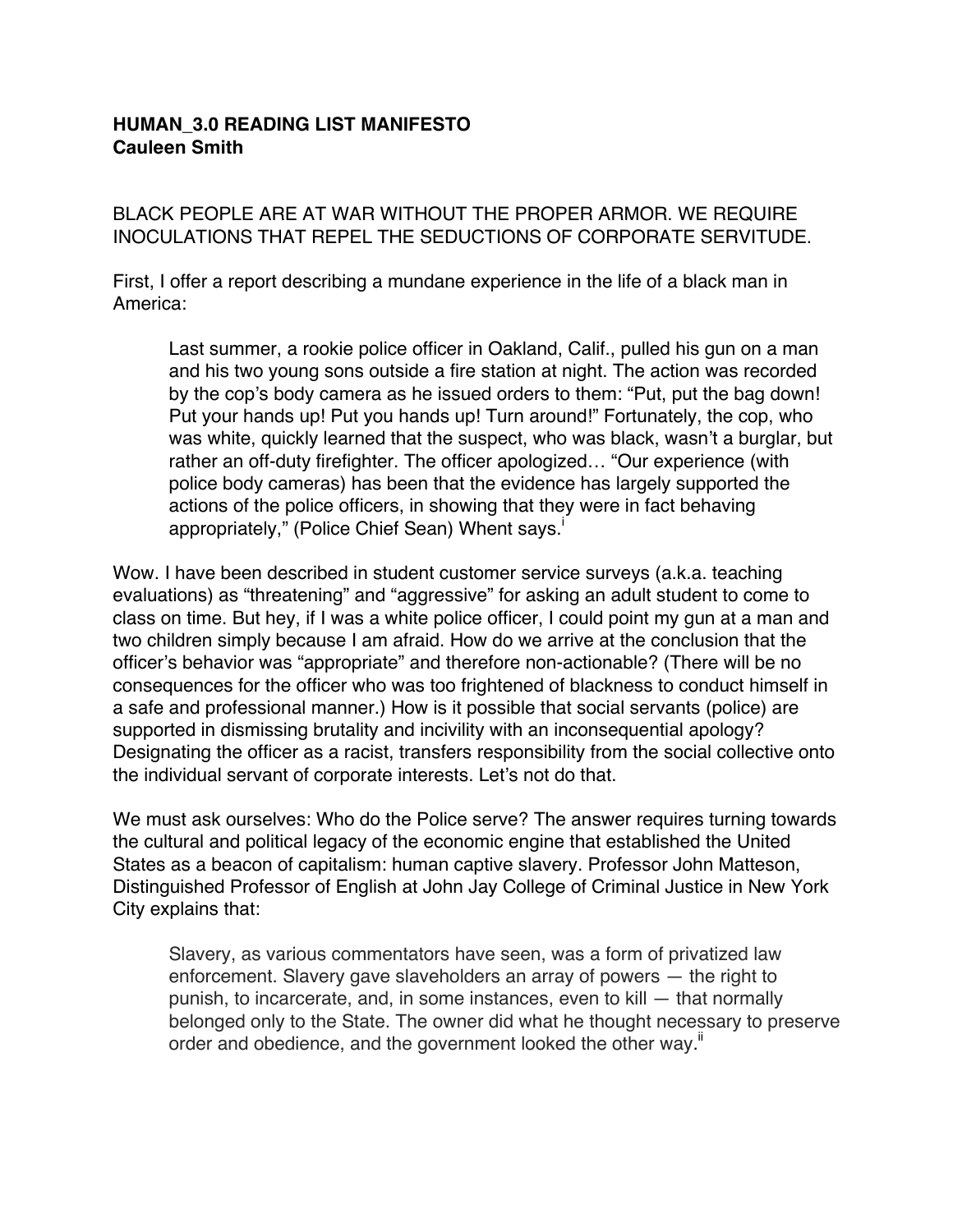**HUMAN_3.0 READING LIST MANIFESTO**
**Cauleen Smith**

BLACK PEOPLE ARE AT WAR WITHOUT THE PROPER ARMOR. WE REQUIRE INOCULATIONS THAT REPEL THE SEDUCTIONS OF CORPORATE SERVITUDE.

First, I offer a report describing a mundane experience in the life of a black man in America:

> Last summer, a rookie police officer in Oakland, Calif., pulled his gun on a man and his two young sons outside a fire station at night. The action was recorded by the cop's body camera as he issued orders to them: "Put, put the bag down! Put your hands up! Put you hands up! Turn around!" Fortunately, the cop, who was white, quickly learned that the suspect, who was black, wasn't a burglar, but rather an off-duty firefighter. The officer apologized… "Our experience (with police body cameras) has been that the evidence has largely supported the actions of the police officers, in showing that they were in fact behaving appropriately," (Police Chief Sean) Whent says.[i]

Wow. I have been described in student customer service surveys (a.k.a. teaching evaluations) as "threatening" and "aggressive" for asking an adult student to come to class on time. But hey, if I was a white police officer, I could point my gun at a man and two children simply because I am afraid. How do we arrive at the conclusion that the officer's behavior was "appropriate" and therefore non-actionable? (There will be no consequences for the officer who was too frightened of blackness to conduct himself in a safe and professional manner.) How is it possible that social servants (police) are supported in dismissing brutality and incivility with an inconsequential apology? Designating the officer as a racist, transfers responsibility from the social collective onto the individual servant of corporate interests. Let's not do that.

We must ask ourselves: Who do the Police serve? The answer requires turning towards the cultural and political legacy of the economic engine that established the United States as a beacon of capitalism: human captive slavery. Professor John Matteson, Distinguished Professor of English at John Jay College of Criminal Justice in New York City explains that:

> Slavery, as various commentators have seen, was a form of privatized law enforcement. Slavery gave slaveholders an array of powers — the right to punish, to incarcerate, and, in some instances, even to kill — that normally belonged only to the State. The owner did what he thought necessary to preserve order and obedience, and the government looked the other way.[ii]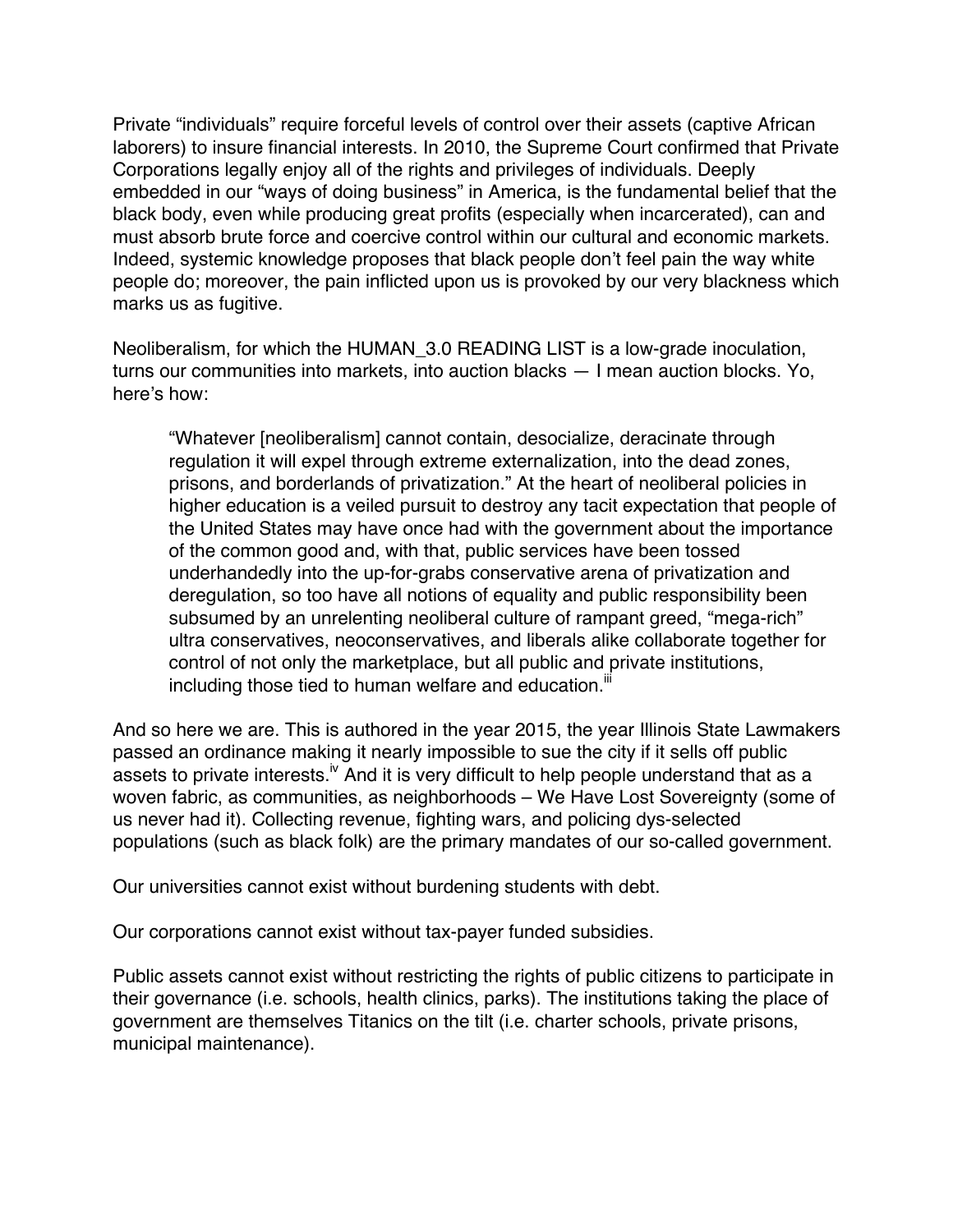Private “individuals” require forceful levels of control over their assets (captive African laborers) to insure financial interests. In 2010, the Supreme Court confirmed that Private Corporations legally enjoy all of the rights and privileges of individuals. Deeply embedded in our “ways of doing business” in America, is the fundamental belief that the black body, even while producing great profits (especially when incarcerated), can and must absorb brute force and coercive control within our cultural and economic markets. Indeed, systemic knowledge proposes that black people don’t feel pain the way white people do; moreover, the pain inflicted upon us is provoked by our very blackness which marks us as fugitive.

Neoliberalism, for which the HUMAN_3.0 READING LIST is a low-grade inoculation, turns our communities into markets, into auction blacks — I mean auction blocks. Yo, here’s how:

> “Whatever [neoliberalism] cannot contain, desocialize, deracinate through regulation it will expel through extreme externalization, into the dead zones, prisons, and borderlands of privatization.” At the heart of neoliberal policies in higher education is a veiled pursuit to destroy any tacit expectation that people of the United States may have once had with the government about the importance of the common good and, with that, public services have been tossed underhandedly into the up-for-grabs conservative arena of privatization and deregulation, so too have all notions of equality and public responsibility been subsumed by an unrelenting neoliberal culture of rampant greed, “mega-rich” ultra conservatives, neoconservatives, and liberals alike collaborate together for control of not only the marketplace, but all public and private institutions, including those tied to human welfare and education.[iii]

And so here we are. This is authored in the year 2015, the year Illinois State Lawmakers passed an ordinance making it nearly impossible to sue the city if it sells off public assets to private interests.[iv] And it is very difficult to help people understand that as a woven fabric, as communities, as neighborhoods – We Have Lost Sovereignty (some of us never had it). Collecting revenue, fighting wars, and policing dys-selected populations (such as black folk) are the primary mandates of our so-called government.

Our universities cannot exist without burdening students with debt.

Our corporations cannot exist without tax-payer funded subsidies.

Public assets cannot exist without restricting the rights of public citizens to participate in their governance (i.e. schools, health clinics, parks). The institutions taking the place of government are themselves Titanics on the tilt (i.e. charter schools, private prisons, municipal maintenance).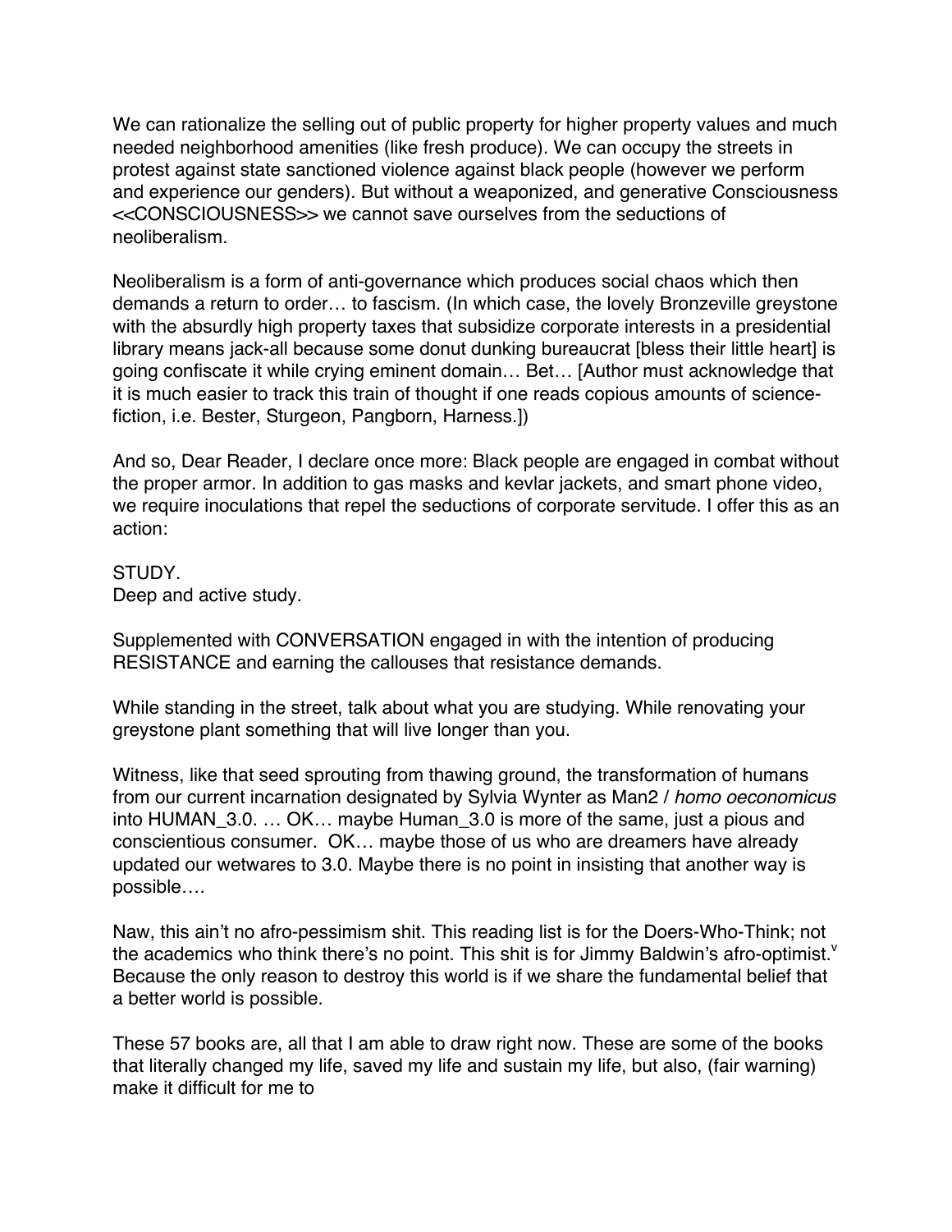We can rationalize the selling out of public property for higher property values and much needed neighborhood amenities (like fresh produce). We can occupy the streets in protest against state sanctioned violence against black people (however we perform and experience our genders). But without a weaponized, and generative Consciousness <<CONSCIOUSNESS>> we cannot save ourselves from the seductions of neoliberalism.

Neoliberalism is a form of anti-governance which produces social chaos which then demands a return to order… to fascism. (In which case, the lovely Bronzeville greystone with the absurdly high property taxes that subsidize corporate interests in a presidential library means jack-all because some donut dunking bureaucrat [bless their little heart] is going confiscate it while crying eminent domain… Bet… [Author must acknowledge that it is much easier to track this train of thought if one reads copious amounts of science-fiction, i.e. Bester, Sturgeon, Pangborn, Harness.])

And so, Dear Reader, I declare once more: Black people are engaged in combat without the proper armor. In addition to gas masks and kevlar jackets, and smart phone video, we require inoculations that repel the seductions of corporate servitude. I offer this as an action:

STUDY.
Deep and active study.

Supplemented with CONVERSATION engaged in with the intention of producing RESISTANCE and earning the callouses that resistance demands.

While standing in the street, talk about what you are studying. While renovating your greystone plant something that will live longer than you.

Witness, like that seed sprouting from thawing ground, the transformation of humans from our current incarnation designated by Sylvia Wynter as Man2 / *homo oeconomicus* into HUMAN_3.0. … OK… maybe Human_3.0 is more of the same, just a pious and conscientious consumer. OK… maybe those of us who are dreamers have already updated our wetwares to 3.0. Maybe there is no point in insisting that another way is possible….

Naw, this ain't no afro-pessimism shit. This reading list is for the Doers-Who-Think; not the academics who think there's no point. This shit is for Jimmy Baldwin's afro-optimist.[v] Because the only reason to destroy this world is if we share the fundamental belief that a better world is possible.

These 57 books are, all that I am able to draw right now. These are some of the books that literally changed my life, saved my life and sustain my life, but also, (fair warning) make it difficult for me to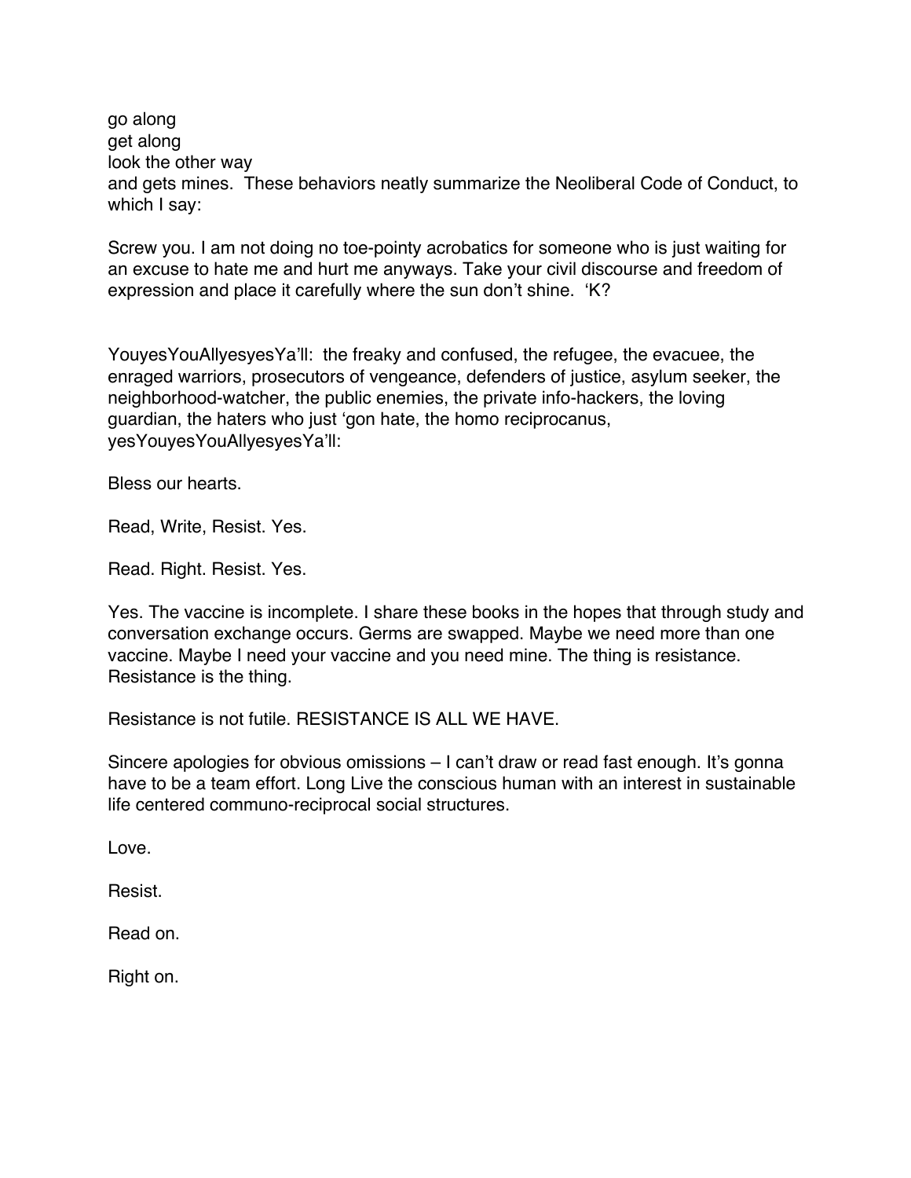go along
get along
look the other way
and gets mines. These behaviors neatly summarize the Neoliberal Code of Conduct, to which I say:

Screw you. I am not doing no toe-pointy acrobatics for someone who is just waiting for an excuse to hate me and hurt me anyways. Take your civil discourse and freedom of expression and place it carefully where the sun don't shine. 'K?

YouyesYouAllyesyesYa'll: the freaky and confused, the refugee, the evacuee, the enraged warriors, prosecutors of vengeance, defenders of justice, asylum seeker, the neighborhood-watcher, the public enemies, the private info-hackers, the loving guardian, the haters who just 'gon hate, the homo reciprocanus, yesYouyesYouAllyesyesYa'll:

Bless our hearts.

Read, Write, Resist. Yes.

Read. Right. Resist. Yes.

Yes. The vaccine is incomplete. I share these books in the hopes that through study and conversation exchange occurs. Germs are swapped. Maybe we need more than one vaccine. Maybe I need your vaccine and you need mine. The thing is resistance. Resistance is the thing.

Resistance is not futile. RESISTANCE IS ALL WE HAVE.

Sincere apologies for obvious omissions – I can't draw or read fast enough. It's gonna have to be a team effort. Long Live the conscious human with an interest in sustainable life centered communo-reciprocal social structures.

Love.

Resist.

Read on.

Right on.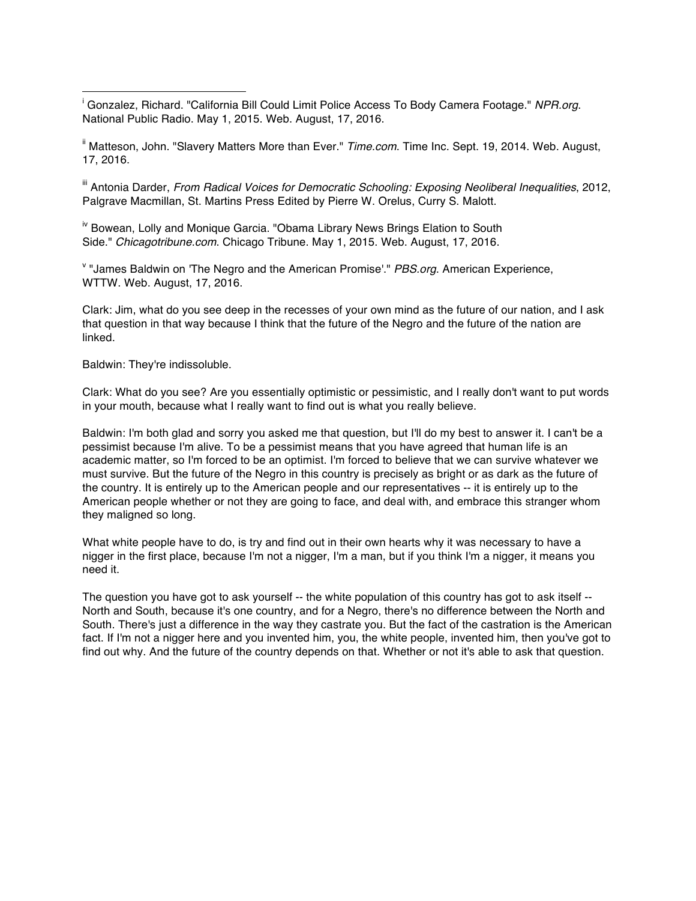[i] Gonzalez, Richard. "California Bill Could Limit Police Access To Body Camera Footage." *NPR.org*. National Public Radio. May 1, 2015. Web. August, 17, 2016.

[ii] Matteson, John. "Slavery Matters More than Ever." *Time.com*. Time Inc. Sept. 19, 2014. Web. August, 17, 2016.

[iii] Antonia Darder, *From Radical Voices for Democratic Schooling: Exposing Neoliberal Inequalities*, 2012, Palgrave Macmillan, St. Martins Press Edited by Pierre W. Orelus, Curry S. Malott.

[iv] Bowean, Lolly and Monique Garcia. "Obama Library News Brings Elation to South Side." *Chicagotribune.com*. Chicago Tribune. May 1, 2015. Web. August, 17, 2016.

[v] "James Baldwin on 'The Negro and the American Promise'." *PBS.org*. American Experience, WTTW. Web. August, 17, 2016.

Clark: Jim, what do you see deep in the recesses of your own mind as the future of our nation, and I ask that question in that way because I think that the future of the Negro and the future of the nation are linked.

Baldwin: They're indissoluble.

Clark: What do you see? Are you essentially optimistic or pessimistic, and I really don't want to put words in your mouth, because what I really want to find out is what you really believe.

Baldwin: I'm both glad and sorry you asked me that question, but I'll do my best to answer it. I can't be a pessimist because I'm alive. To be a pessimist means that you have agreed that human life is an academic matter, so I'm forced to be an optimist. I'm forced to believe that we can survive whatever we must survive. But the future of the Negro in this country is precisely as bright or as dark as the future of the country. It is entirely up to the American people and our representatives -- it is entirely up to the American people whether or not they are going to face, and deal with, and embrace this stranger whom they maligned so long.

What white people have to do, is try and find out in their own hearts why it was necessary to have a nigger in the first place, because I'm not a nigger, I'm a man, but if you think I'm a nigger, it means you need it.

The question you have got to ask yourself -- the white population of this country has got to ask itself -- North and South, because it's one country, and for a Negro, there's no difference between the North and South. There's just a difference in the way they castrate you. But the fact of the castration is the American fact. If I'm not a nigger here and you invented him, you, the white people, invented him, then you've got to find out why. And the future of the country depends on that. Whether or not it's able to ask that question.